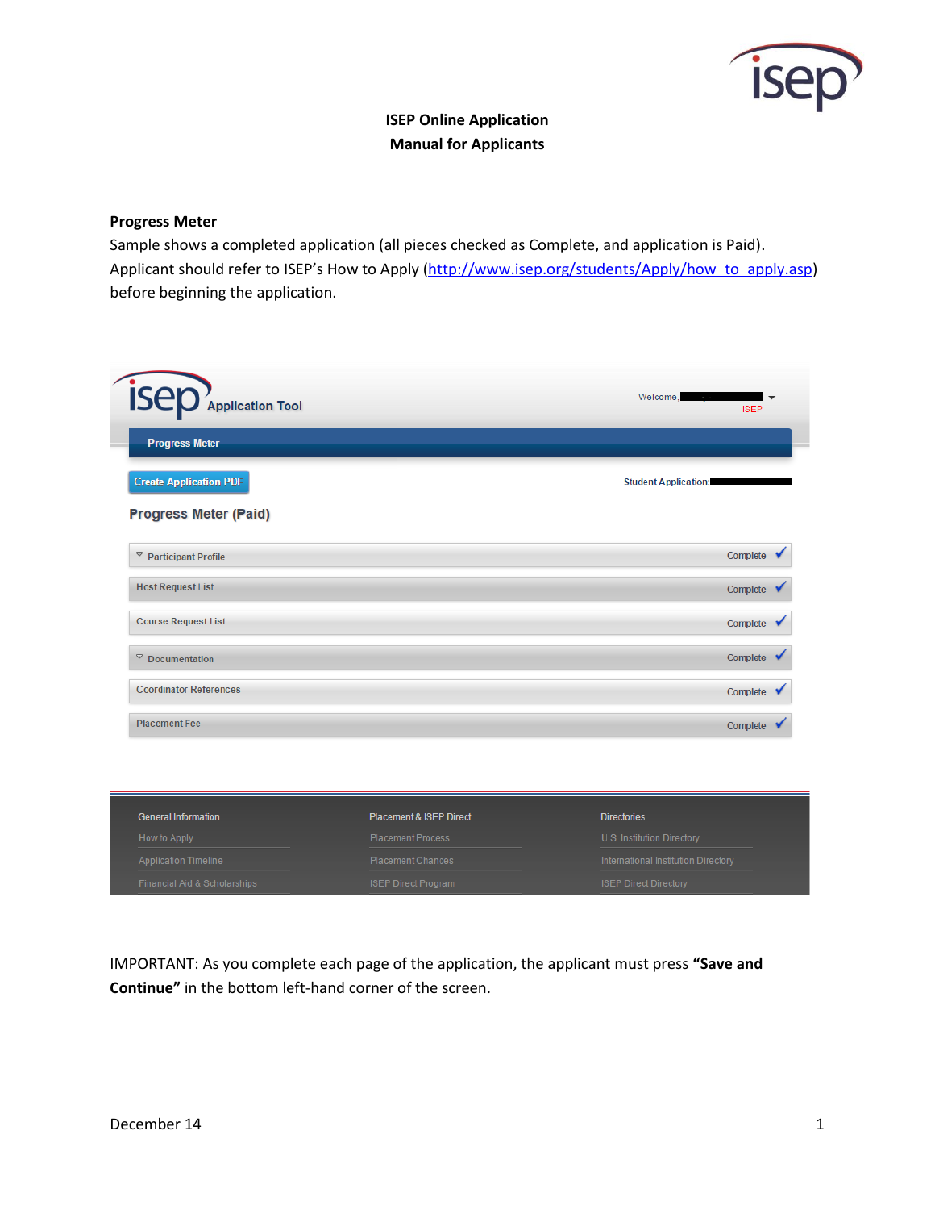# ISEP Online Application
## Manual for Applicants

### Progress Meter

Sample shows a completed application (all pieces checked as Complete, and application is Paid). Applicant should refer to ISEP's How to Apply (http://www.isep.org/students/Apply/how_to_apply.asp) before beginning the application.

Application Tool

Welcome,

ISEP

Progress Meter

Create Application PDF

Student Application:

**Progress Meter (Paid)**

| | |
|---|---|
| Participant Profile | Complete ✓ |
| Host Request List | Complete ✓ |
| Course Request List | Complete ✓ |
| Documentation | Complete ✓ |
| Coordinator References | Complete ✓ |
| Placement Fee | Complete ✓ |

| General Information | Placement & ISEP Direct | Directories |
|---|---|---|
| How to Apply | Placement Process | U.S. Institution Directory |
| Application Timeline | Placement Chances | International Institution Directory |
| Financial Aid & Scholarships | ISEP Direct Program | ISEP Direct Directory |

IMPORTANT: As you complete each page of the application, the applicant must press **"Save and Continue"** in the bottom left-hand corner of the screen.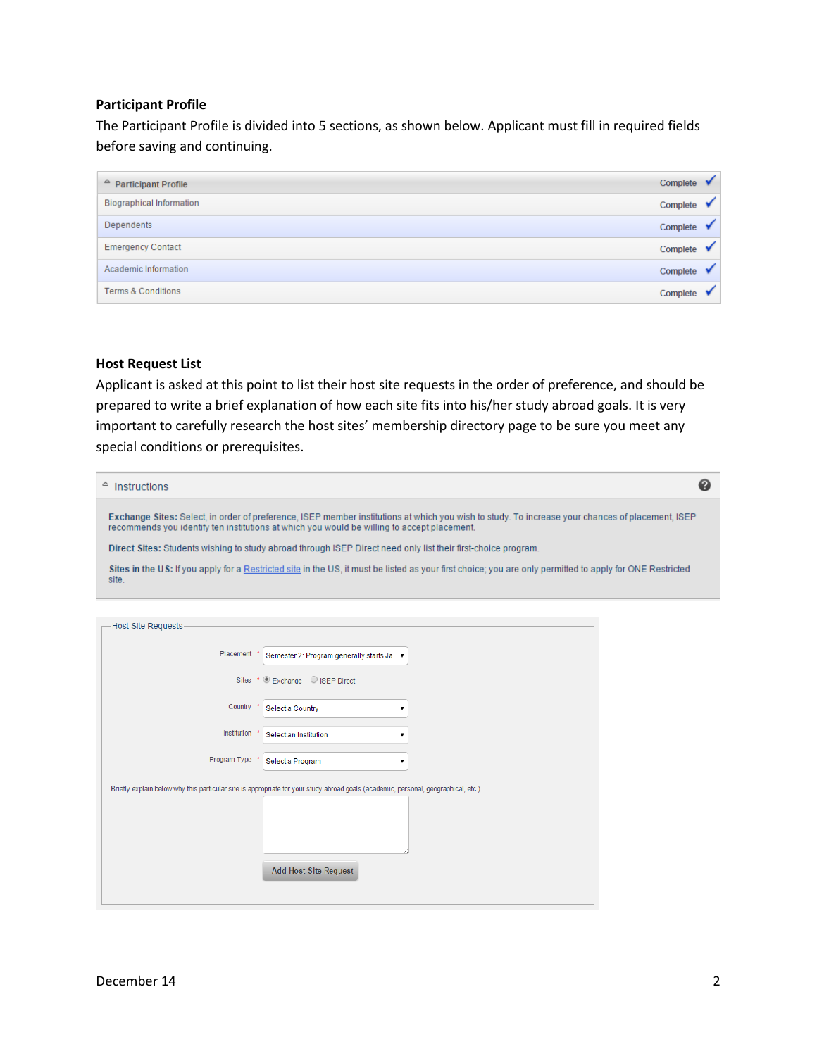**Participant Profile**

The Participant Profile is divided into 5 sections, as shown below. Applicant must fill in required fields before saving and continuing.

| Participant Profile | Complete ✓ |
|---|---|
| Biographical Information | Complete ✓ |
| Dependents | Complete ✓ |
| Emergency Contact | Complete ✓ |
| Academic Information | Complete ✓ |
| Terms & Conditions | Complete ✓ |

**Host Request List**

Applicant is asked at this point to list their host site requests in the order of preference, and should be prepared to write a brief explanation of how each site fits into his/her study abroad goals. It is very important to carefully research the host sites' membership directory page to be sure you meet any special conditions or prerequisites.

Instructions

**Exchange Sites:** Select, in order of preference, ISEP member institutions at which you wish to study. To increase your chances of placement, ISEP recommends you identify ten institutions at which you would be willing to accept placement.

**Direct Sites:** Students wishing to study abroad through ISEP Direct need only list their first-choice program.

**Sites in the US:** If you apply for a Restricted site in the US, it must be listed as your first choice; you are only permitted to apply for ONE Restricted site.

Host Site Requests

- Placement *: Semester 2: Program generally starts Ja
- Sites *: Exchange / ISEP Direct
- Country *: Select a Country
- Institution *: Select an Institution
- Program Type *: Select a Program

Briefly explain below why this particular site is appropriate for your study abroad goals (academic, personal, geographical, etc.)

Add Host Site Request

December 14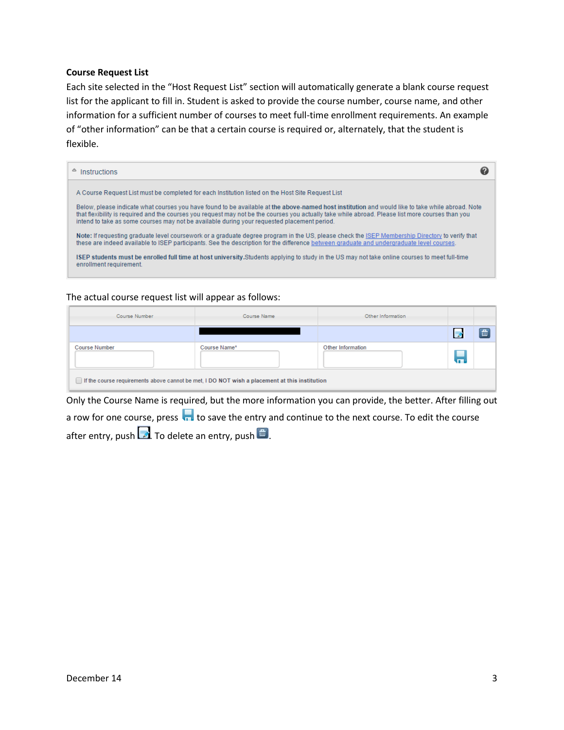**Course Request List**

Each site selected in the “Host Request List” section will automatically generate a blank course request list for the applicant to fill in. Student is asked to provide the course number, course name, and other information for a sufficient number of courses to meet full-time enrollment requirements. An example of “other information” can be that a certain course is required or, alternately, that the student is flexible.

Instructions

A Course Request List must be completed for each Institution listed on the Host Site Request List

Below, please indicate what courses you have found to be available at **the above-named host institution** and would like to take while abroad. Note that flexibility is required and the courses you request may not be the courses you actually take while abroad. Please list more courses than you intend to take as some courses may not be available during your requested placement period.

**Note:** If requesting graduate level coursework or a graduate degree program in the US, please check the ISEP Membership Directory to verify that these are indeed available to ISEP participants. See the description for the difference between graduate and undergraduate level courses.

**ISEP students must be enrolled full time at host university.** Students applying to study in the US may not take online courses to meet full-time enrollment requirement.

The actual course request list will appear as follows:

| Course Number | Course Name | Other Information | | |
|---|---|---|---|---|
| | ████████ | | | |
| Course Number | Course Name* | Other Information | | |

☐ If the course requirements above cannot be met, I **DO NOT** wish a placement at this institution

Only the Course Name is required, but the more information you can provide, the better. After filling out a row for one course, press [save icon] to save the entry and continue to the next course. To edit the course after entry, push [edit icon]. To delete an entry, push [delete icon].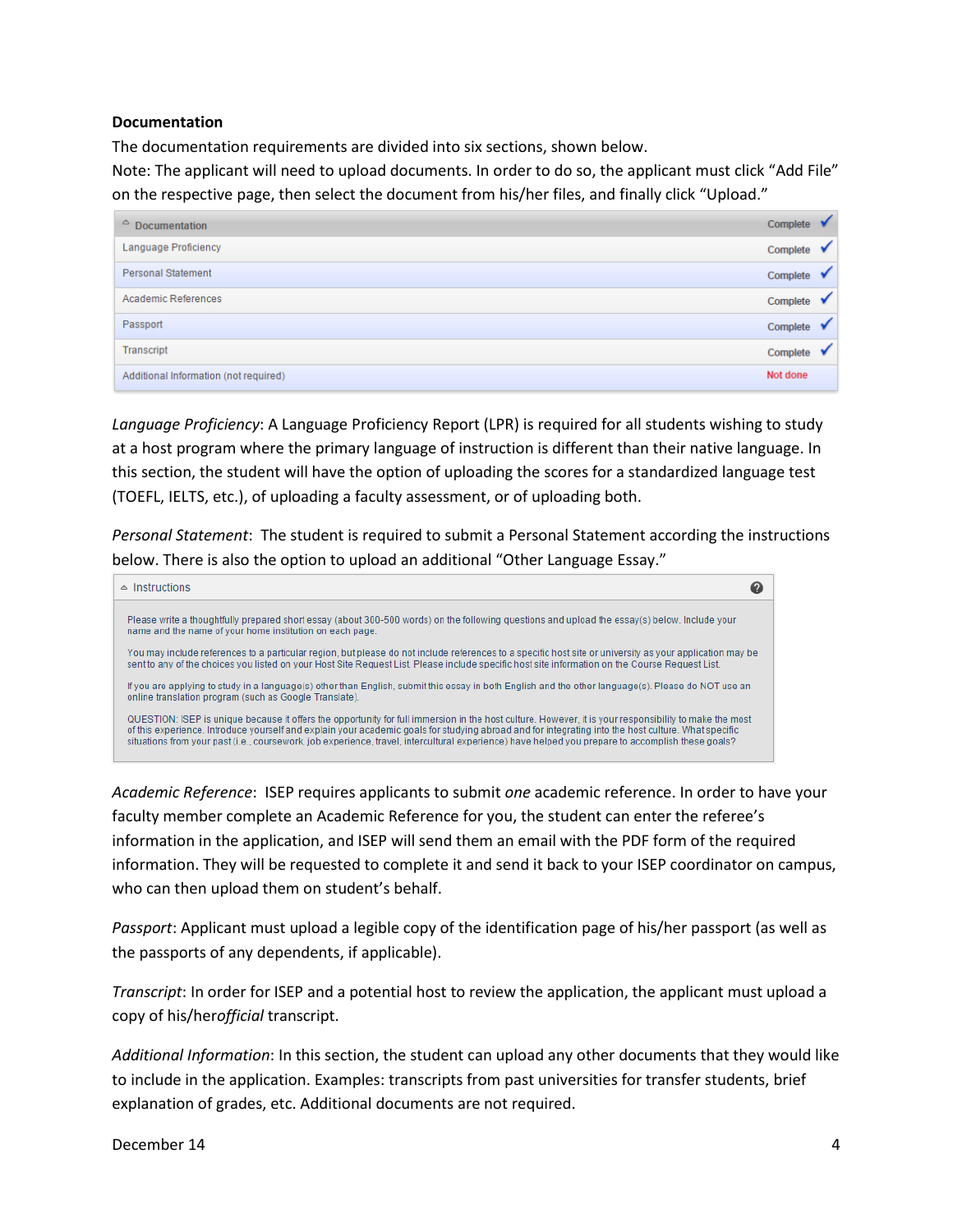**Documentation**

The documentation requirements are divided into six sections, shown below.

Note: The applicant will need to upload documents. In order to do so, the applicant must click "Add File" on the respective page, then select the document from his/her files, and finally click "Upload."

| Documentation | Complete ✓ |
|---|---|
| Language Proficiency | Complete ✓ |
| Personal Statement | Complete ✓ |
| Academic References | Complete ✓ |
| Passport | Complete ✓ |
| Transcript | Complete ✓ |
| Additional Information (not required) | Not done |

*Language Proficiency*: A Language Proficiency Report (LPR) is required for all students wishing to study at a host program where the primary language of instruction is different than their native language. In this section, the student will have the option of uploading the scores for a standardized language test (TOEFL, IELTS, etc.), of uploading a faculty assessment, or of uploading both.

*Personal Statement*: The student is required to submit a Personal Statement according the instructions below. There is also the option to upload an additional "Other Language Essay."

> **Instructions**
>
> Please write a thoughtfully prepared short essay (about 300-500 words) on the following questions and upload the essay(s) below. Include your name and the name of your home institution on each page.
>
> You may include references to a particular region, but please do not include references to a specific host site or university as your application may be sent to any of the choices you listed on your Host Site Request List. Please include specific host site information on the Course Request List.
>
> If you are applying to study in a language(s) other than English, submit this essay in both English and the other language(s). Please do NOT use an online translation program (such as Google Translate).
>
> QUESTION: ISEP is unique because it offers the opportunity for full immersion in the host culture. However, it is your responsibility to make the most of this experience. Introduce yourself and explain your academic goals for studying abroad and for integrating into the host culture. What specific situations from your past (i.e., coursework, job experience, travel, intercultural experience) have helped you prepare to accomplish these goals?

*Academic Reference*: ISEP requires applicants to submit *one* academic reference. In order to have your faculty member complete an Academic Reference for you, the student can enter the referee's information in the application, and ISEP will send them an email with the PDF form of the required information. They will be requested to complete it and send it back to your ISEP coordinator on campus, who can then upload them on student's behalf.

*Passport*: Applicant must upload a legible copy of the identification page of his/her passport (as well as the passports of any dependents, if applicable).

*Transcript*: In order for ISEP and a potential host to review the application, the applicant must upload a copy of his/her *official* transcript.

*Additional Information*: In this section, the student can upload any other documents that they would like to include in the application. Examples: transcripts from past universities for transfer students, brief explanation of grades, etc. Additional documents are not required.

December 14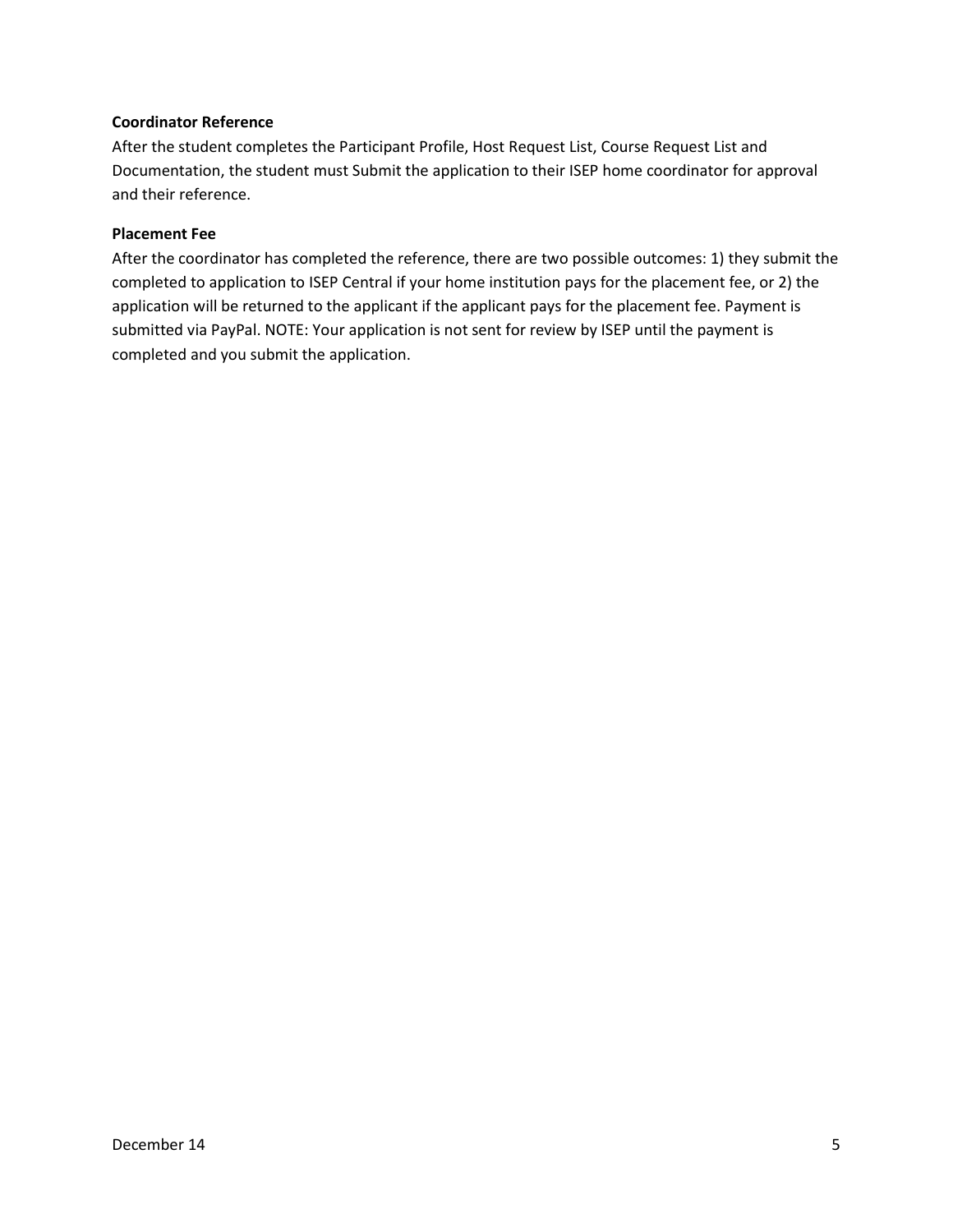**Coordinator Reference**

After the student completes the Participant Profile, Host Request List, Course Request List and Documentation, the student must Submit the application to their ISEP home coordinator for approval and their reference.

**Placement Fee**

After the coordinator has completed the reference, there are two possible outcomes: 1) they submit the completed to application to ISEP Central if your home institution pays for the placement fee, or 2) the application will be returned to the applicant if the applicant pays for the placement fee. Payment is submitted via PayPal. NOTE: Your application is not sent for review by ISEP until the payment is completed and you submit the application.